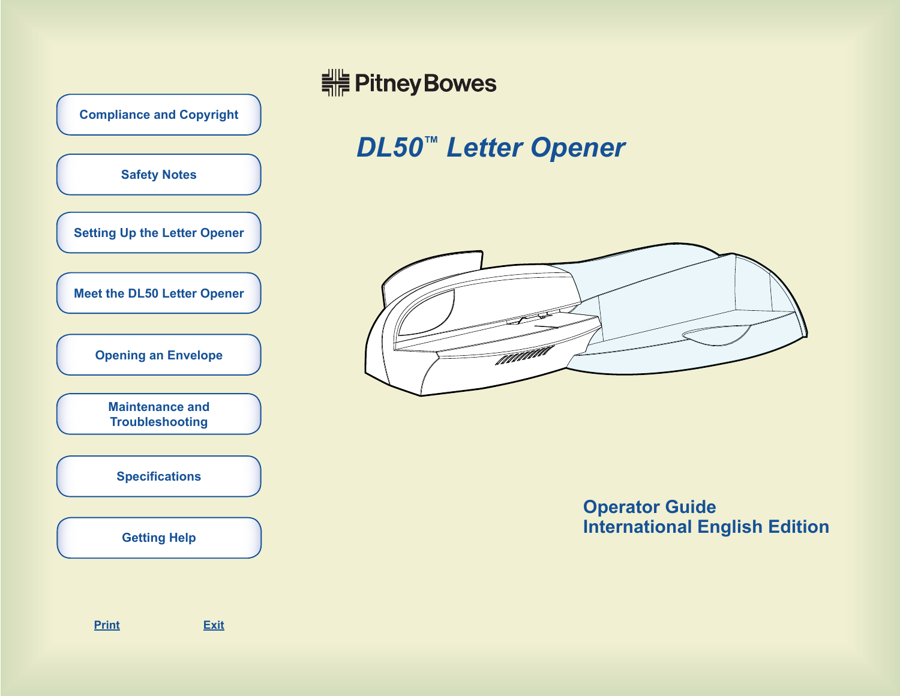Pitney Bowes

# DL50™ Letter Opener

Compliance and Copyright

Safety Notes

Setting Up the Letter Opener

Meet the DL50 Letter Opener

Opening an Envelope

Maintenance and Troubleshooting

Specifications

Getting Help

Print

Exit

## Operator Guide
## International English Edition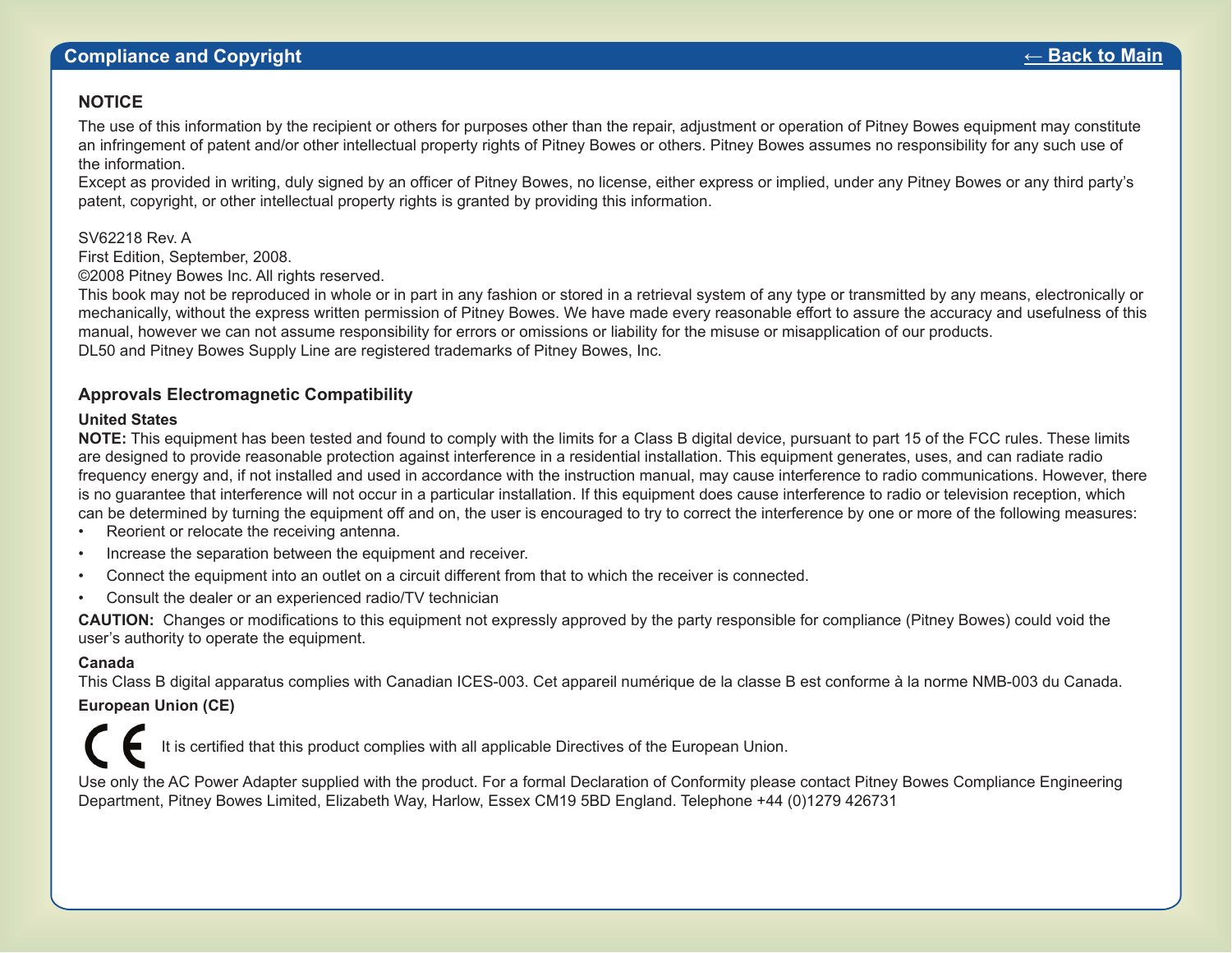## Compliance and Copyright

← Back to Main

### NOTICE

The use of this information by the recipient or others for purposes other than the repair, adjustment or operation of Pitney Bowes equipment may constitute an infringement of patent and/or other intellectual property rights of Pitney Bowes or others. Pitney Bowes assumes no responsibility for any such use of the information.
Except as provided in writing, duly signed by an officer of Pitney Bowes, no license, either express or implied, under any Pitney Bowes or any third party's patent, copyright, or other intellectual property rights is granted by providing this information.

SV62218 Rev. A
First Edition, September, 2008.
©2008 Pitney Bowes Inc. All rights reserved.
This book may not be reproduced in whole or in part in any fashion or stored in a retrieval system of any type or transmitted by any means, electronically or mechanically, without the express written permission of Pitney Bowes. We have made every reasonable effort to assure the accuracy and usefulness of this manual, however we can not assume responsibility for errors or omissions or liability for the misuse or misapplication of our products.
DL50 and Pitney Bowes Supply Line are registered trademarks of Pitney Bowes, Inc.

### Approvals Electromagnetic Compatibility

**United States**

**NOTE:** This equipment has been tested and found to comply with the limits for a Class B digital device, pursuant to part 15 of the FCC rules. These limits are designed to provide reasonable protection against interference in a residential installation. This equipment generates, uses, and can radiate radio frequency energy and, if not installed and used in accordance with the instruction manual, may cause interference to radio communications. However, there is no guarantee that interference will not occur in a particular installation. If this equipment does cause interference to radio or television reception, which can be determined by turning the equipment off and on, the user is encouraged to try to correct the interference by one or more of the following measures:

- Reorient or relocate the receiving antenna.
- Increase the separation between the equipment and receiver.
- Connect the equipment into an outlet on a circuit different from that to which the receiver is connected.
- Consult the dealer or an experienced radio/TV technician

**CAUTION:** Changes or modifications to this equipment not expressly approved by the party responsible for compliance (Pitney Bowes) could void the user's authority to operate the equipment.

**Canada**

This Class B digital apparatus complies with Canadian ICES-003. Cet appareil numérique de la classe B est conforme à la norme NMB-003 du Canada.

**European Union (CE)**

CE It is certified that this product complies with all applicable Directives of the European Union.

Use only the AC Power Adapter supplied with the product. For a formal Declaration of Conformity please contact Pitney Bowes Compliance Engineering Department, Pitney Bowes Limited, Elizabeth Way, Harlow, Essex CM19 5BD England. Telephone +44 (0)1279 426731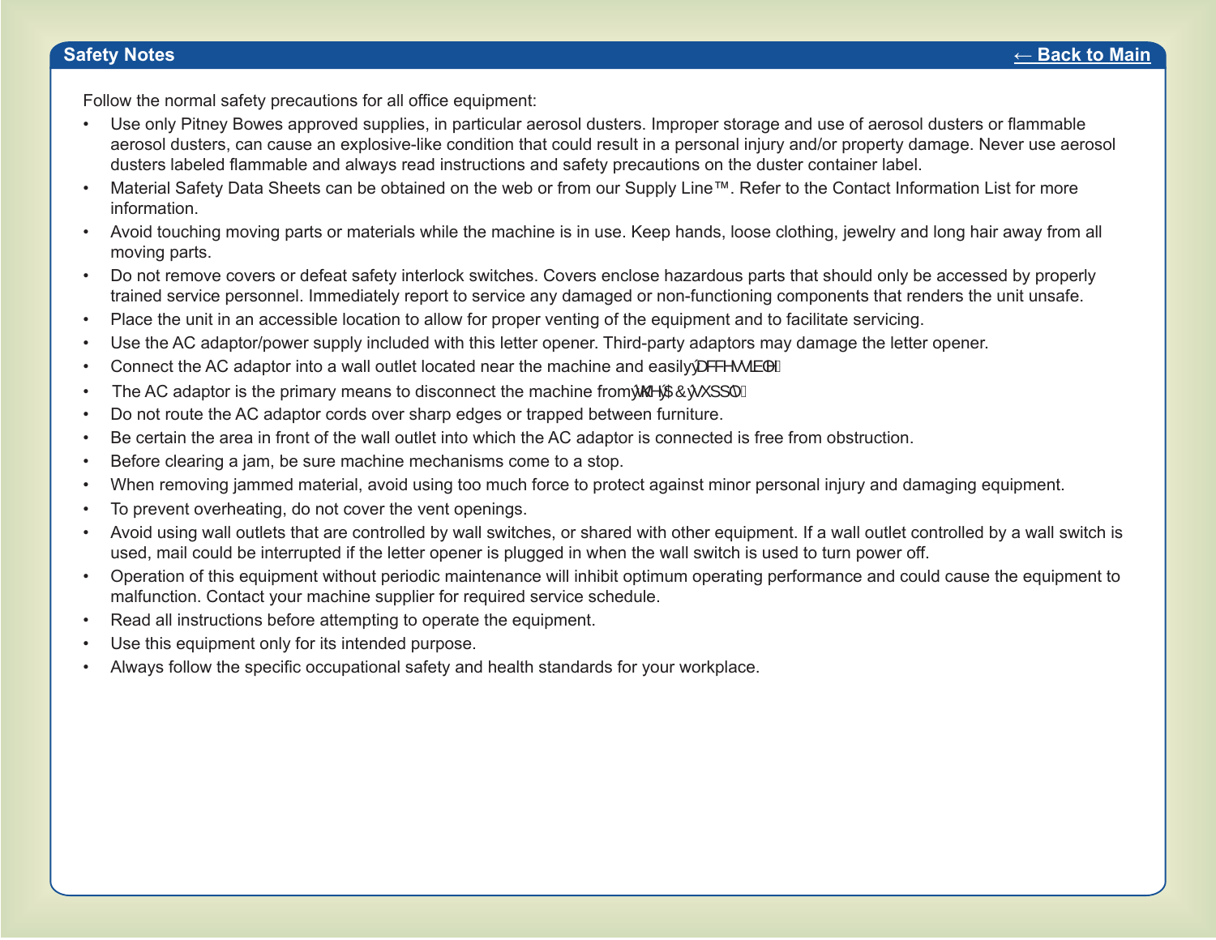## Safety Notes

Follow the normal safety precautions for all office equipment:

- Use only Pitney Bowes approved supplies, in particular aerosol dusters. Improper storage and use of aerosol dusters or flammable aerosol dusters, can cause an explosive-like condition that could result in a personal injury and/or property damage. Never use aerosol dusters labeled flammable and always read instructions and safety precautions on the duster container label.
- Material Safety Data Sheets can be obtained on the web or from our Supply Line™. Refer to the Contact Information List for more information.
- Avoid touching moving parts or materials while the machine is in use. Keep hands, loose clothing, jewelry and long hair away from all moving parts.
- Do not remove covers or defeat safety interlock switches. Covers enclose hazardous parts that should only be accessed by properly trained service personnel. Immediately report to service any damaged or non-functioning components that renders the unit unsafe.
- Place the unit in an accessible location to allow for proper venting of the equipment and to facilitate servicing.
- Use the AC adaptor/power supply included with this letter opener. Third-party adaptors may damage the letter opener.
- Connect the AC adaptor into a wall outlet located near the machine and easily accessible.
- The AC adaptor is the primary means to disconnect the machine from the AC supply.
- Do not route the AC adaptor cords over sharp edges or trapped between furniture.
- Be certain the area in front of the wall outlet into which the AC adaptor is connected is free from obstruction.
- Before clearing a jam, be sure machine mechanisms come to a stop.
- When removing jammed material, avoid using too much force to protect against minor personal injury and damaging equipment.
- To prevent overheating, do not cover the vent openings.
- Avoid using wall outlets that are controlled by wall switches, or shared with other equipment. If a wall outlet controlled by a wall switch is used, mail could be interrupted if the letter opener is plugged in when the wall switch is used to turn power off.
- Operation of this equipment without periodic maintenance will inhibit optimum operating performance and could cause the equipment to malfunction. Contact your machine supplier for required service schedule.
- Read all instructions before attempting to operate the equipment.
- Use this equipment only for its intended purpose.
- Always follow the specific occupational safety and health standards for your workplace.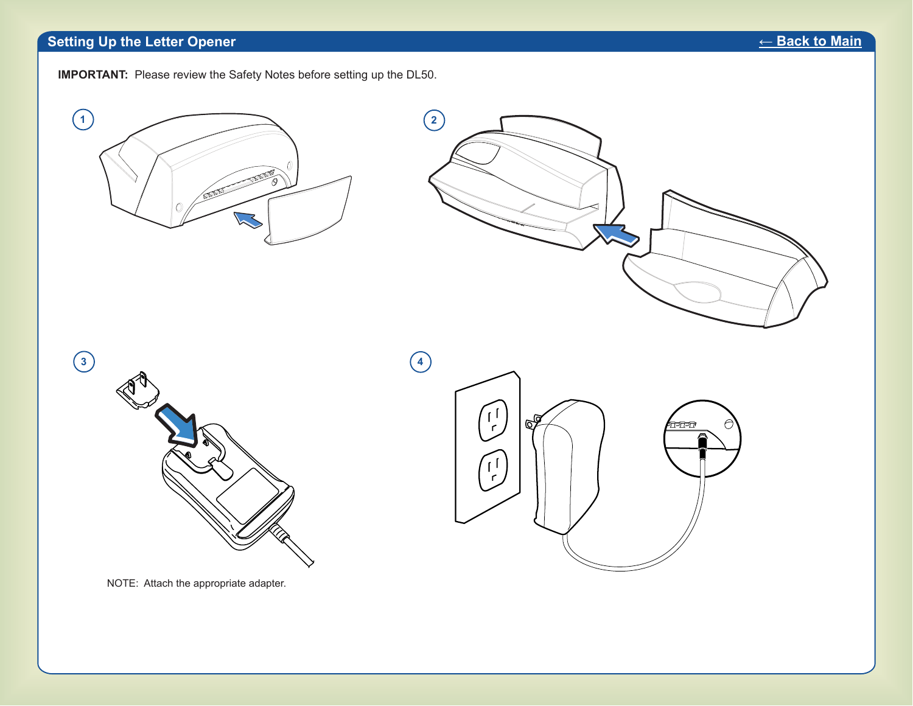## Setting Up the Letter Opener

← Back to Main

**IMPORTANT:** Please review the Safety Notes before setting up the DL50.

1

2

3

NOTE: Attach the appropriate adapter.

4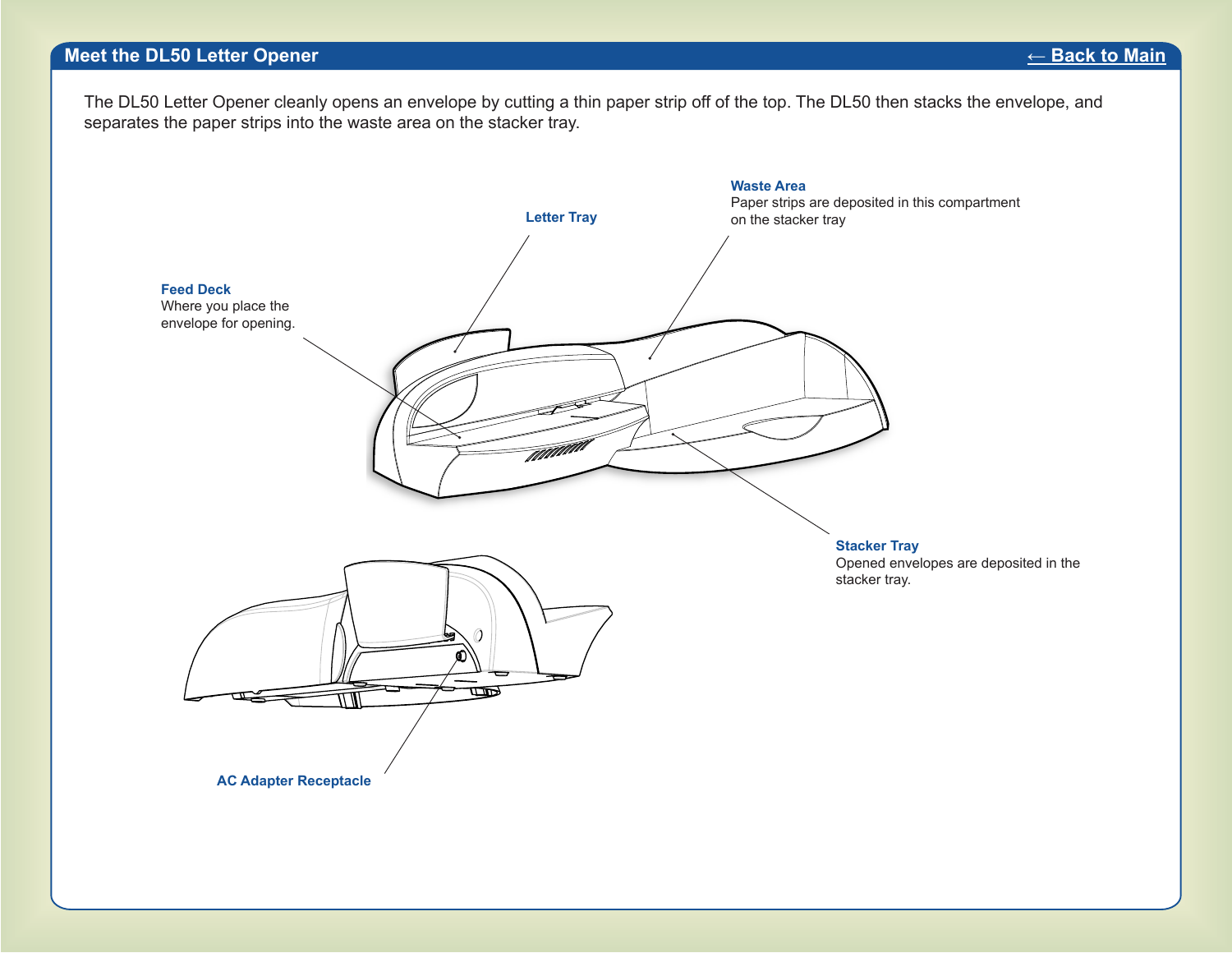## Meet the DL50 Letter Opener

← Back to Main

The DL50 Letter Opener cleanly opens an envelope by cutting a thin paper strip off of the top. The DL50 then stacks the envelope, and separates the paper strips into the waste area on the stacker tray.

**Letter Tray**

**Waste Area**
Paper strips are deposited in this compartment on the stacker tray

**Feed Deck**
Where you place the envelope for opening.

**Stacker Tray**
Opened envelopes are deposited in the stacker tray.

**AC Adapter Receptacle**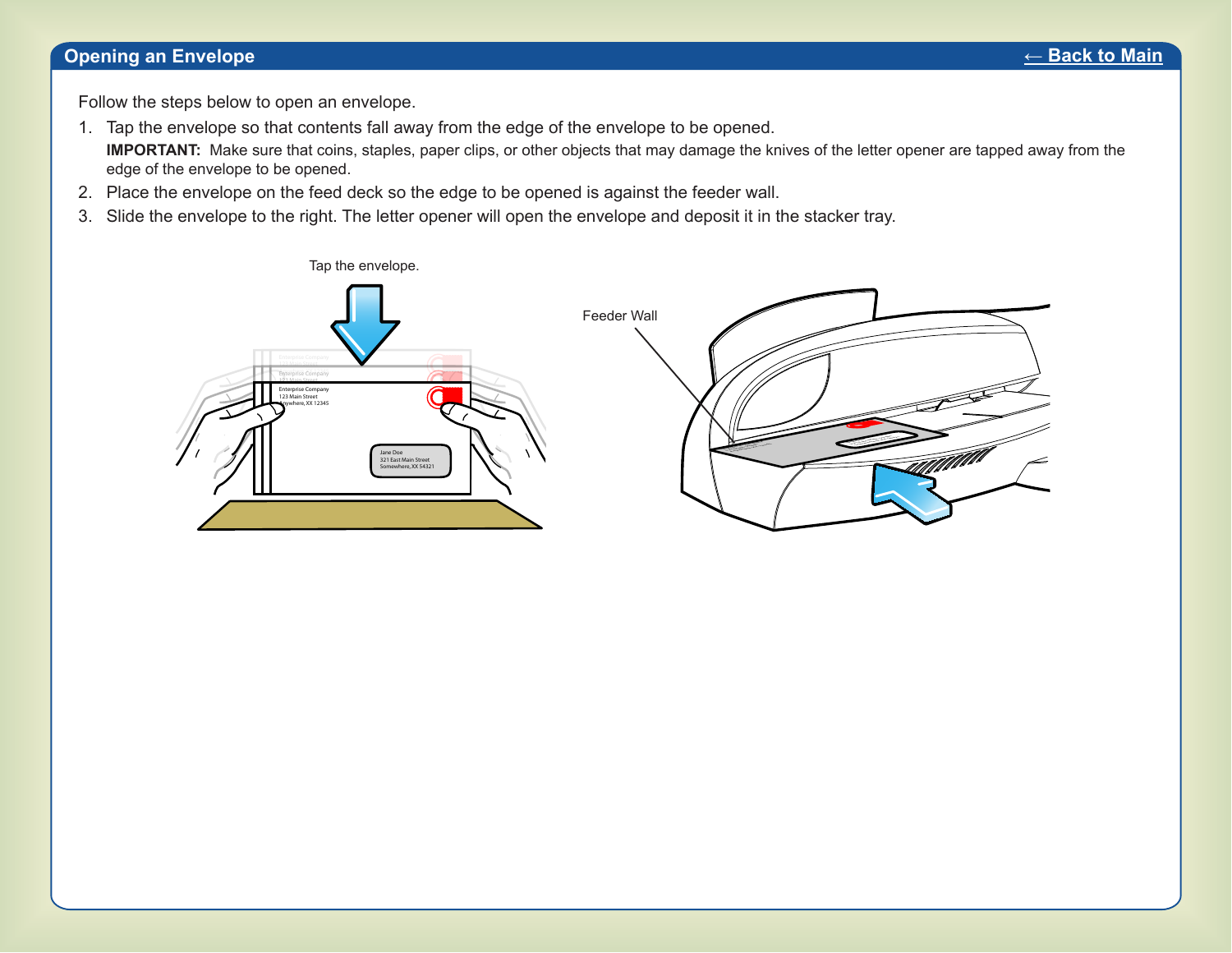## Opening an Envelope

← Back to Main

Follow the steps below to open an envelope.

1. Tap the envelope so that contents fall away from the edge of the envelope to be opened.

   **IMPORTANT:** Make sure that coins, staples, paper clips, or other objects that may damage the knives of the letter opener are tapped away from the edge of the envelope to be opened.

2. Place the envelope on the feed deck so the edge to be opened is against the feeder wall.
3. Slide the envelope to the right. The letter opener will open the envelope and deposit it in the stacker tray.

Tap the envelope.

Feeder Wall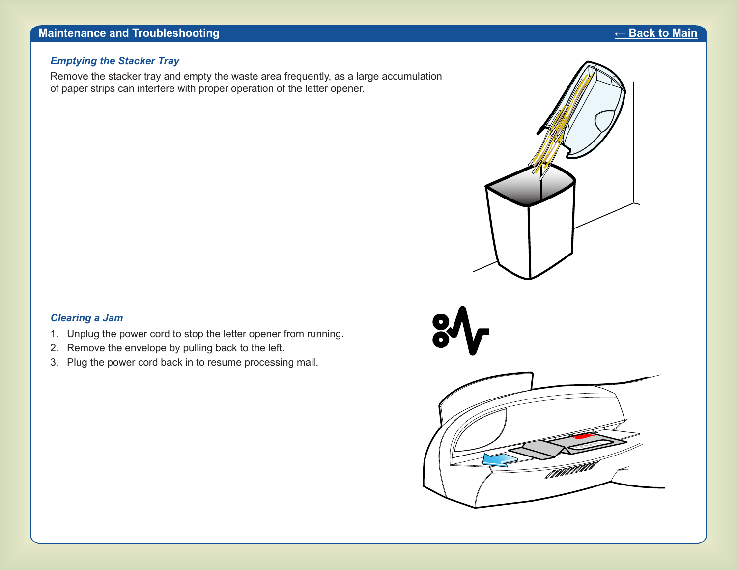## Maintenance and Troubleshooting

← Back to Main

### *Emptying the Stacker Tray*

Remove the stacker tray and empty the waste area frequently, as a large accumulation of paper strips can interfere with proper operation of the letter opener.

### *Clearing a Jam*

1. Unplug the power cord to stop the letter opener from running.
2. Remove the envelope by pulling back to the left.
3. Plug the power cord back in to resume processing mail.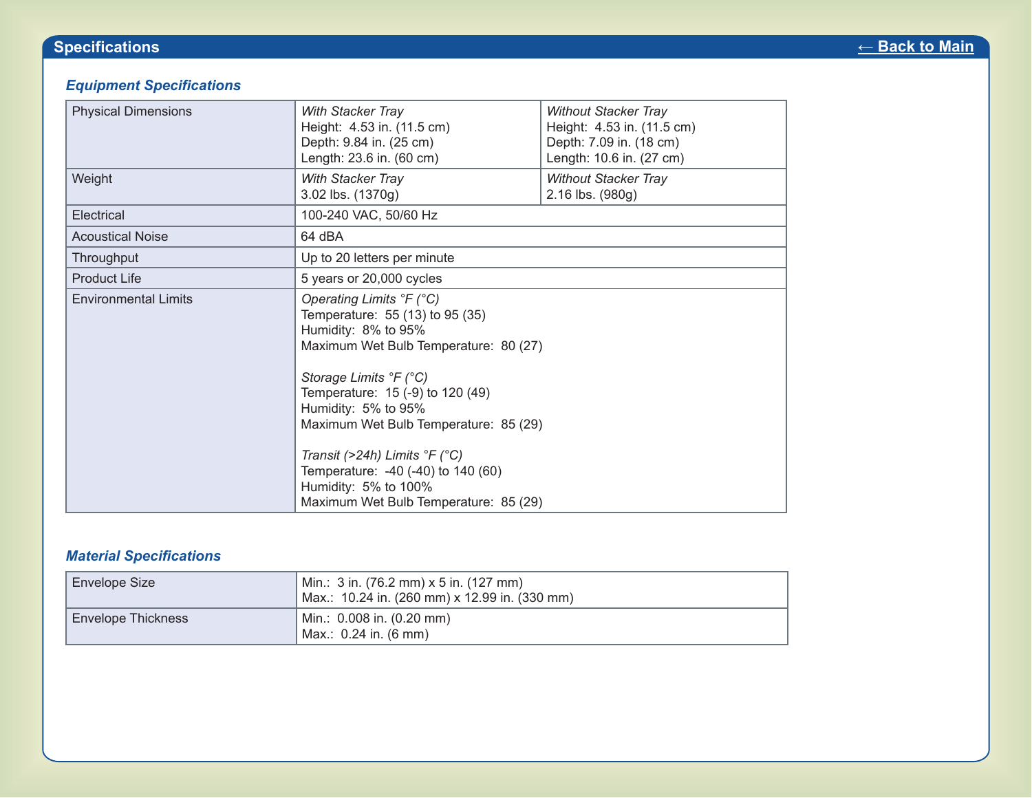## Specifications

← Back to Main

### *Equipment Specifications*

| | | |
|---|---|---|
| Physical Dimensions | *With Stacker Tray*<br>Height: 4.53 in. (11.5 cm)<br>Depth: 9.84 in. (25 cm)<br>Length: 23.6 in. (60 cm) | *Without Stacker Tray*<br>Height: 4.53 in. (11.5 cm)<br>Depth: 7.09 in. (18 cm)<br>Length: 10.6 in. (27 cm) |
| Weight | *With Stacker Tray*<br>3.02 lbs. (1370g) | *Without Stacker Tray*<br>2.16 lbs. (980g) |
| Electrical | 100-240 VAC, 50/60 Hz | |
| Acoustical Noise | 64 dBA | |
| Throughput | Up to 20 letters per minute | |
| Product Life | 5 years or 20,000 cycles | |
| Environmental Limits | *Operating Limits °F (°C)*<br>Temperature: 55 (13) to 95 (35)<br>Humidity: 8% to 95%<br>Maximum Wet Bulb Temperature: 80 (27)<br><br>*Storage Limits °F (°C)*<br>Temperature: 15 (-9) to 120 (49)<br>Humidity: 5% to 95%<br>Maximum Wet Bulb Temperature: 85 (29)<br><br>*Transit (>24h) Limits °F (°C)*<br>Temperature: -40 (-40) to 140 (60)<br>Humidity: 5% to 100%<br>Maximum Wet Bulb Temperature: 85 (29) | |

### *Material Specifications*

| | |
|---|---|
| Envelope Size | Min.: 3 in. (76.2 mm) x 5 in. (127 mm)<br>Max.: 10.24 in. (260 mm) x 12.99 in. (330 mm) |
| Envelope Thickness | Min.: 0.008 in. (0.20 mm)<br>Max.: 0.24 in. (6 mm) |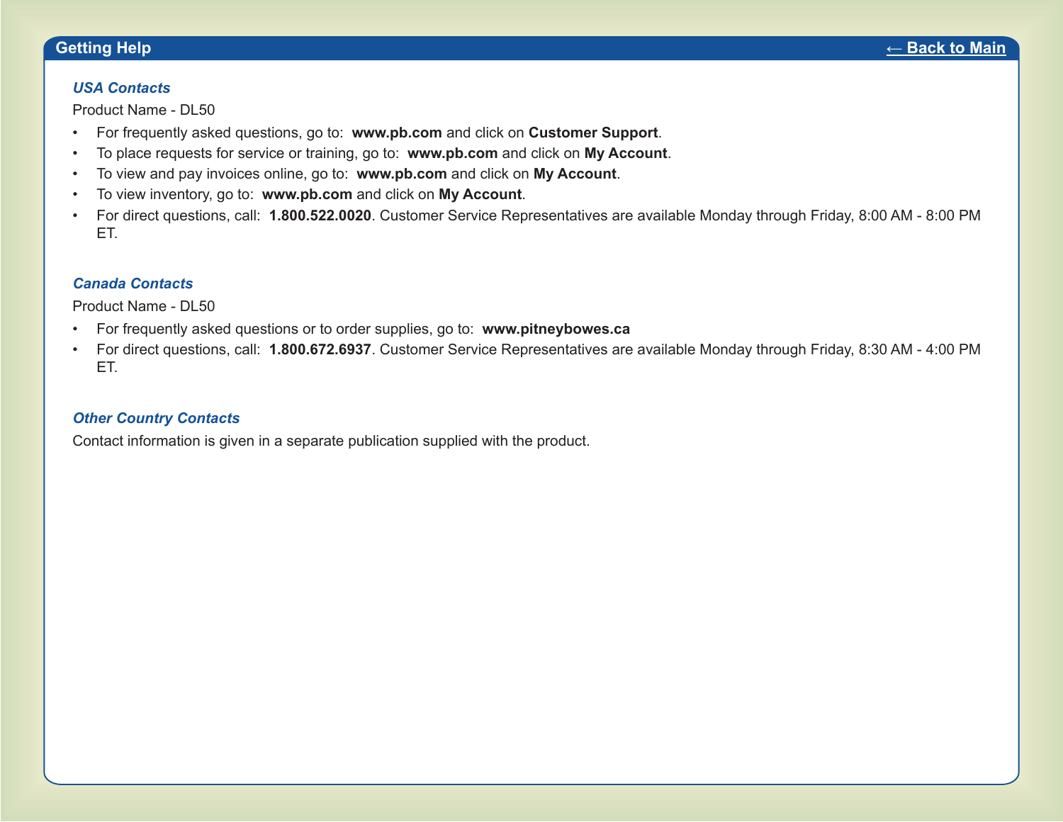## Getting Help

← Back to Main

### *USA Contacts*

Product Name - DL50

- For frequently asked questions, go to: **www.pb.com** and click on **Customer Support**.
- To place requests for service or training, go to: **www.pb.com** and click on **My Account**.
- To view and pay invoices online, go to: **www.pb.com** and click on **My Account**.
- To view inventory, go to: **www.pb.com** and click on **My Account**.
- For direct questions, call: **1.800.522.0020**. Customer Service Representatives are available Monday through Friday, 8:00 AM - 8:00 PM ET.

### *Canada Contacts*

Product Name - DL50

- For frequently asked questions or to order supplies, go to: **www.pitneybowes.ca**
- For direct questions, call: **1.800.672.6937**. Customer Service Representatives are available Monday through Friday, 8:30 AM - 4:00 PM ET.

### *Other Country Contacts*

Contact information is given in a separate publication supplied with the product.